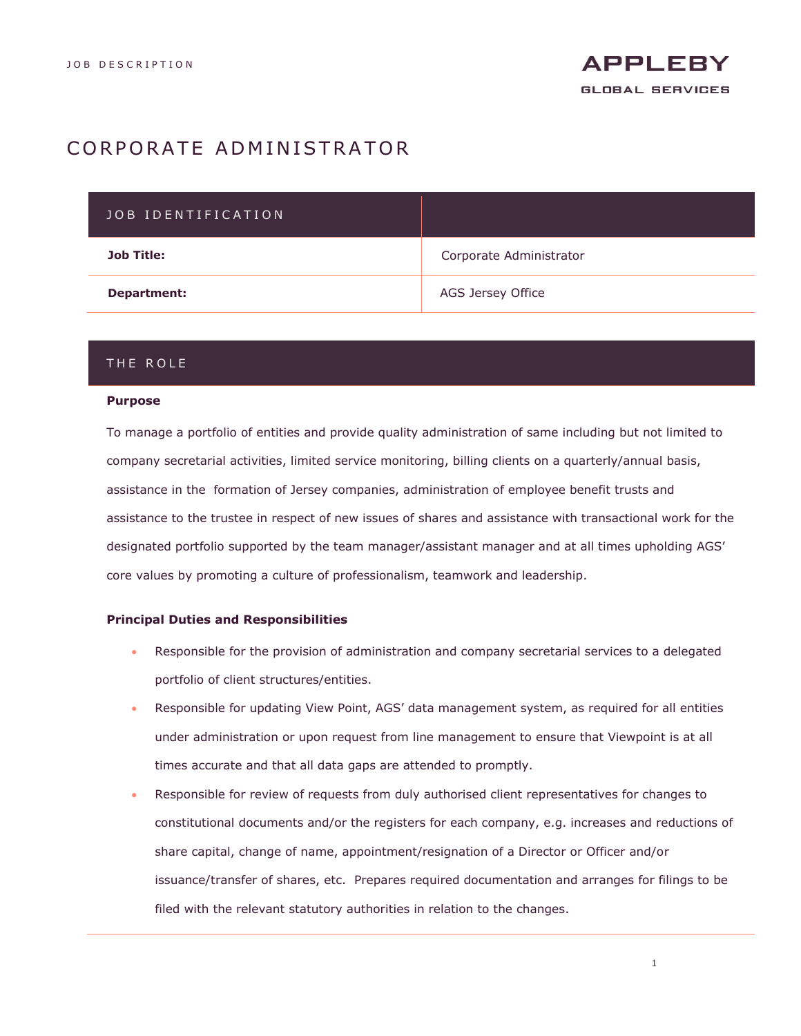JOB DESCRIPTION

APPLEBY
GLOBAL SERVICES

# CORPORATE ADMINISTRATOR

| JOB IDENTIFICATION | |
|---|---|
| **Job Title:** | Corporate Administrator |
| **Department:** | AGS Jersey Office |

## THE ROLE

**Purpose**

To manage a portfolio of entities and provide quality administration of same including but not limited to company secretarial activities, limited service monitoring, billing clients on a quarterly/annual basis, assistance in the formation of Jersey companies, administration of employee benefit trusts and assistance to the trustee in respect of new issues of shares and assistance with transactional work for the designated portfolio supported by the team manager/assistant manager and at all times upholding AGS' core values by promoting a culture of professionalism, teamwork and leadership.

**Principal Duties and Responsibilities**

- Responsible for the provision of administration and company secretarial services to a delegated portfolio of client structures/entities.
- Responsible for updating View Point, AGS' data management system, as required for all entities under administration or upon request from line management to ensure that Viewpoint is at all times accurate and that all data gaps are attended to promptly.
- Responsible for review of requests from duly authorised client representatives for changes to constitutional documents and/or the registers for each company, e.g. increases and reductions of share capital, change of name, appointment/resignation of a Director or Officer and/or issuance/transfer of shares, etc. Prepares required documentation and arranges for filings to be filed with the relevant statutory authorities in relation to the changes.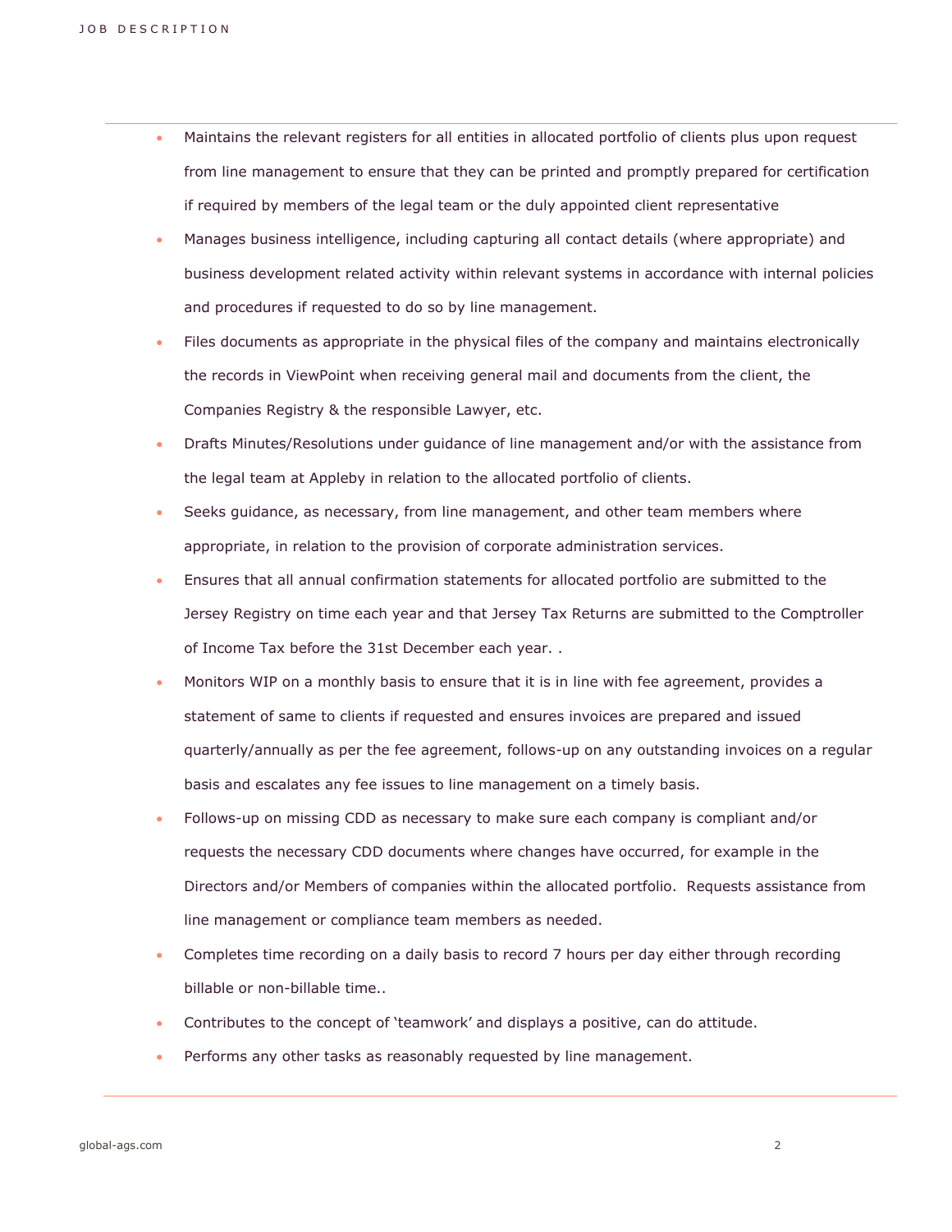- Maintains the relevant registers for all entities in allocated portfolio of clients plus upon request from line management to ensure that they can be printed and promptly prepared for certification if required by members of the legal team or the duly appointed client representative
- Manages business intelligence, including capturing all contact details (where appropriate) and business development related activity within relevant systems in accordance with internal policies and procedures if requested to do so by line management.
- Files documents as appropriate in the physical files of the company and maintains electronically the records in ViewPoint when receiving general mail and documents from the client, the Companies Registry & the responsible Lawyer, etc.
- Drafts Minutes/Resolutions under guidance of line management and/or with the assistance from the legal team at Appleby in relation to the allocated portfolio of clients.
- Seeks guidance, as necessary, from line management, and other team members where appropriate, in relation to the provision of corporate administration services.
- Ensures that all annual confirmation statements for allocated portfolio are submitted to the Jersey Registry on time each year and that Jersey Tax Returns are submitted to the Comptroller of Income Tax before the 31st December each year. .
- Monitors WIP on a monthly basis to ensure that it is in line with fee agreement, provides a statement of same to clients if requested and ensures invoices are prepared and issued quarterly/annually as per the fee agreement, follows-up on any outstanding invoices on a regular basis and escalates any fee issues to line management on a timely basis.
- Follows-up on missing CDD as necessary to make sure each company is compliant and/or requests the necessary CDD documents where changes have occurred, for example in the Directors and/or Members of companies within the allocated portfolio. Requests assistance from line management or compliance team members as needed.
- Completes time recording on a daily basis to record 7 hours per day either through recording billable or non-billable time..
- Contributes to the concept of 'teamwork' and displays a positive, can do attitude.
- Performs any other tasks as reasonably requested by line management.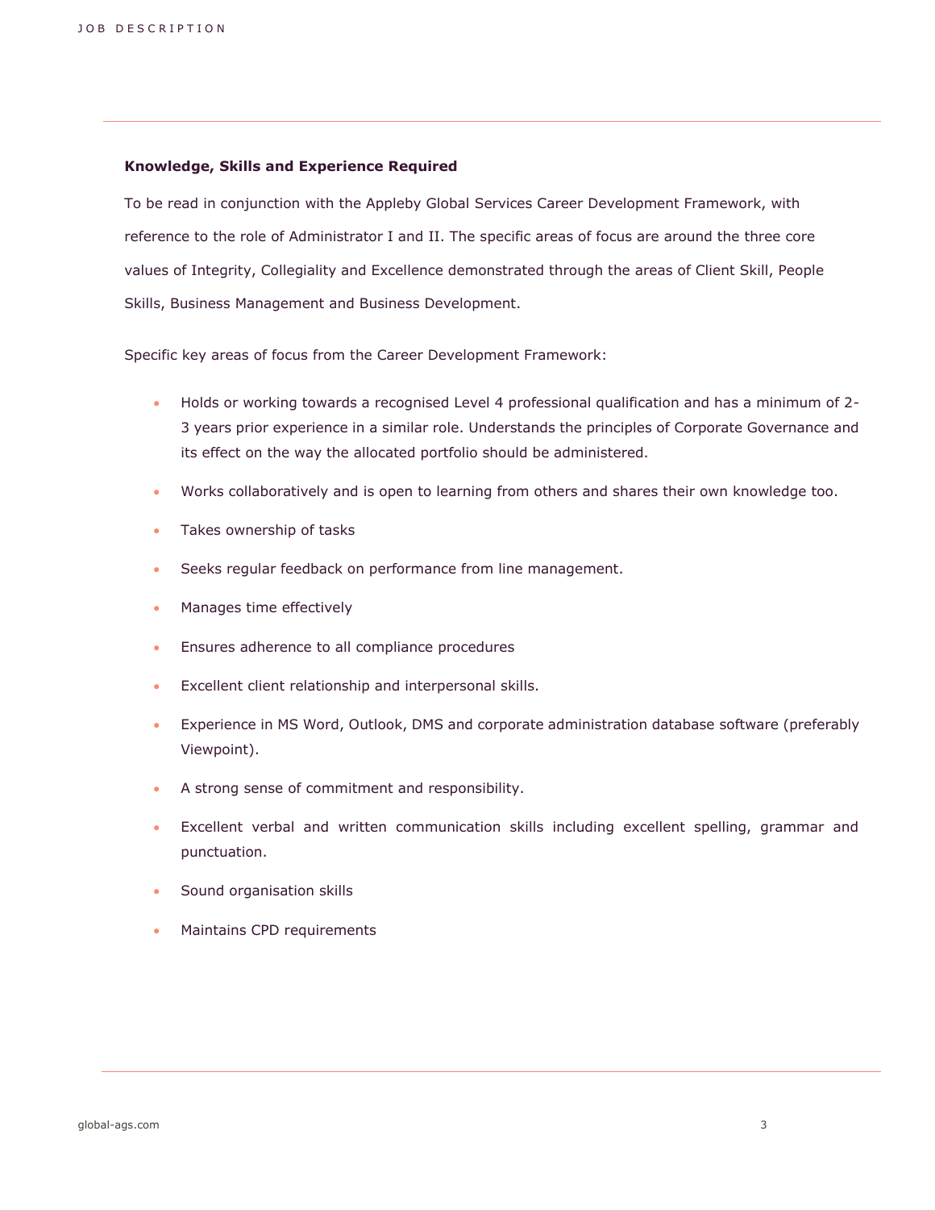**Knowledge, Skills and Experience Required**

To be read in conjunction with the Appleby Global Services Career Development Framework, with reference to the role of Administrator I and II. The specific areas of focus are around the three core values of Integrity, Collegiality and Excellence demonstrated through the areas of Client Skill, People Skills, Business Management and Business Development.

Specific key areas of focus from the Career Development Framework:

- Holds or working towards a recognised Level 4 professional qualification and has a minimum of 2-3 years prior experience in a similar role. Understands the principles of Corporate Governance and its effect on the way the allocated portfolio should be administered.
- Works collaboratively and is open to learning from others and shares their own knowledge too.
- Takes ownership of tasks
- Seeks regular feedback on performance from line management.
- Manages time effectively
- Ensures adherence to all compliance procedures
- Excellent client relationship and interpersonal skills.
- Experience in MS Word, Outlook, DMS and corporate administration database software (preferably Viewpoint).
- A strong sense of commitment and responsibility.
- Excellent verbal and written communication skills including excellent spelling, grammar and punctuation.
- Sound organisation skills
- Maintains CPD requirements